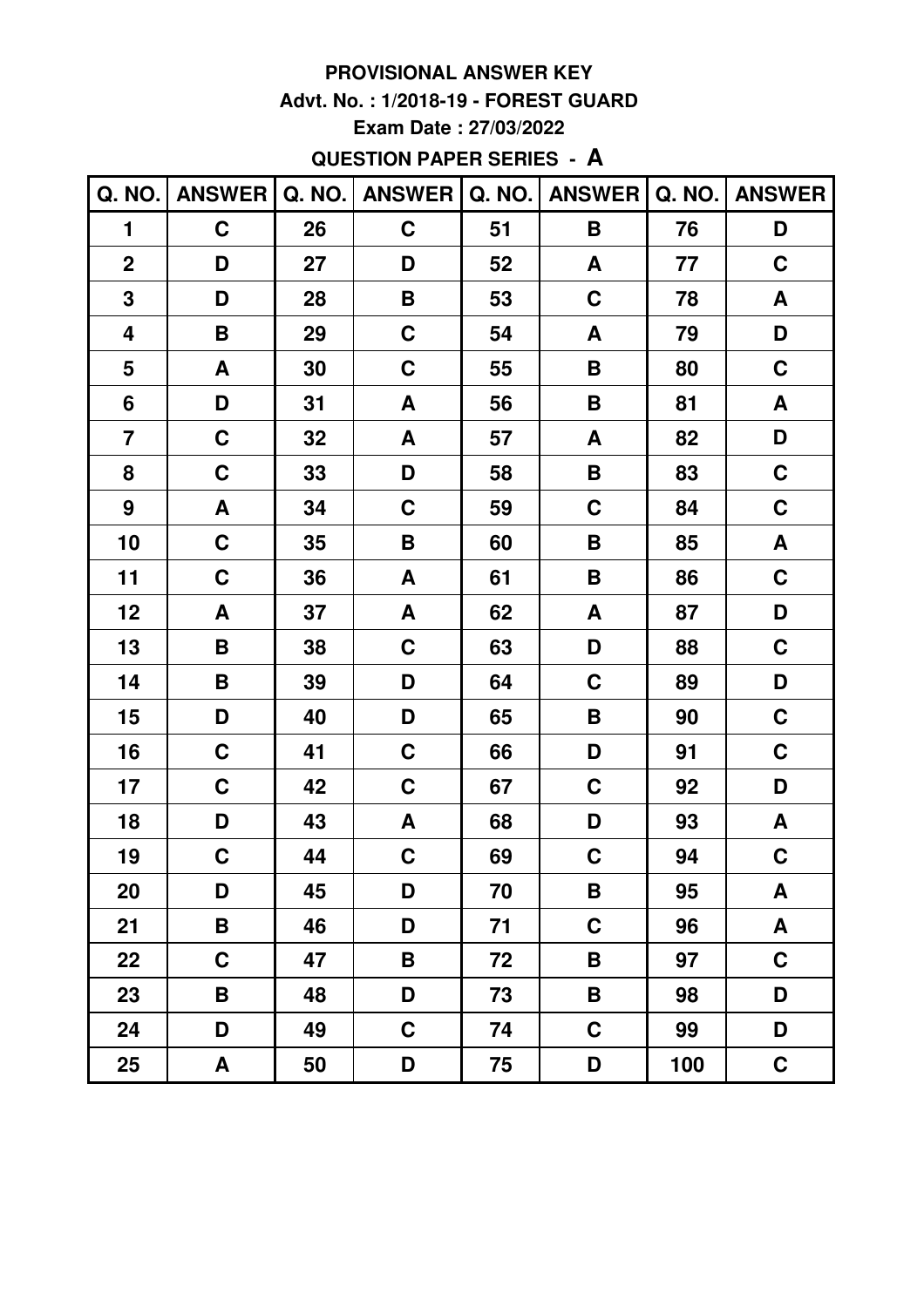**PROVISIONAL ANSWER KEY**

**Advt. No. : 1/2018-19 - FOREST GUARD**

**Exam Date : 27/03/2022**

**QUESTION PAPER SERIES - A**

| Q. NO. | ANSWER | Q. NO. | ANSWER | Q. NO. | ANSWER | Q. NO. | ANSWER |
|---|---|---|---|---|---|---|---|
| 1 | C | 26 | C | 51 | B | 76 | D |
| 2 | D | 27 | D | 52 | A | 77 | C |
| 3 | D | 28 | B | 53 | C | 78 | A |
| 4 | B | 29 | C | 54 | A | 79 | D |
| 5 | A | 30 | C | 55 | B | 80 | C |
| 6 | D | 31 | A | 56 | B | 81 | A |
| 7 | C | 32 | A | 57 | A | 82 | D |
| 8 | C | 33 | D | 58 | B | 83 | C |
| 9 | A | 34 | C | 59 | C | 84 | C |
| 10 | C | 35 | B | 60 | B | 85 | A |
| 11 | C | 36 | A | 61 | B | 86 | C |
| 12 | A | 37 | A | 62 | A | 87 | D |
| 13 | B | 38 | C | 63 | D | 88 | C |
| 14 | B | 39 | D | 64 | C | 89 | D |
| 15 | D | 40 | D | 65 | B | 90 | C |
| 16 | C | 41 | C | 66 | D | 91 | C |
| 17 | C | 42 | C | 67 | C | 92 | D |
| 18 | D | 43 | A | 68 | D | 93 | A |
| 19 | C | 44 | C | 69 | C | 94 | C |
| 20 | D | 45 | D | 70 | B | 95 | A |
| 21 | B | 46 | D | 71 | C | 96 | A |
| 22 | C | 47 | B | 72 | B | 97 | C |
| 23 | B | 48 | D | 73 | B | 98 | D |
| 24 | D | 49 | C | 74 | C | 99 | D |
| 25 | A | 50 | D | 75 | D | 100 | C |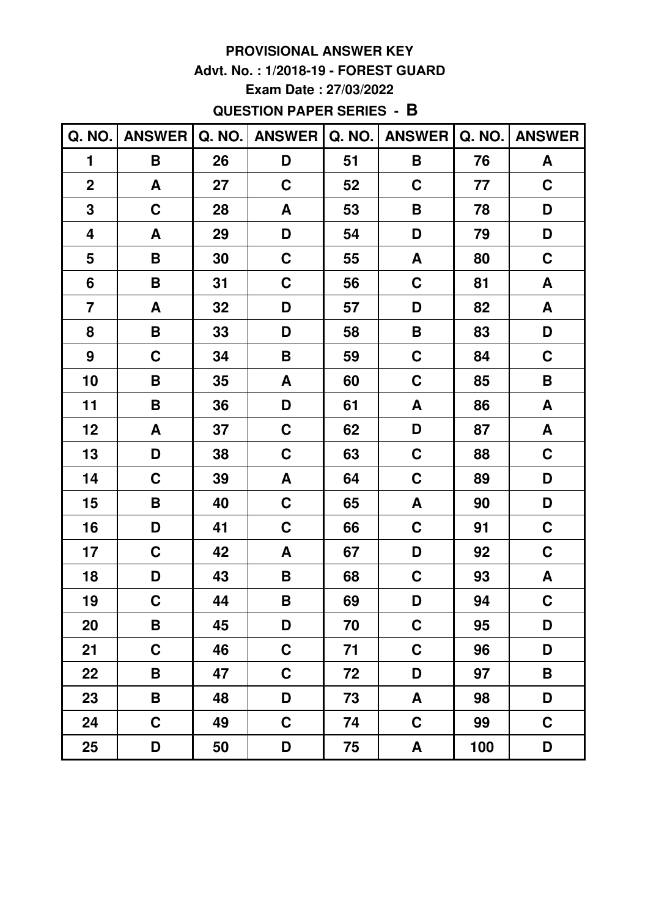**PROVISIONAL ANSWER KEY**

**Advt. No. : 1/2018-19 - FOREST GUARD**

**Exam Date : 27/03/2022**

**QUESTION PAPER SERIES - B**

| Q. NO. | ANSWER | Q. NO. | ANSWER | Q. NO. | ANSWER | Q. NO. | ANSWER |
|---|---|---|---|---|---|---|---|
| 1 | B | 26 | D | 51 | B | 76 | A |
| 2 | A | 27 | C | 52 | C | 77 | C |
| 3 | C | 28 | A | 53 | B | 78 | D |
| 4 | A | 29 | D | 54 | D | 79 | D |
| 5 | B | 30 | C | 55 | A | 80 | C |
| 6 | B | 31 | C | 56 | C | 81 | A |
| 7 | A | 32 | D | 57 | D | 82 | A |
| 8 | B | 33 | D | 58 | B | 83 | D |
| 9 | C | 34 | B | 59 | C | 84 | C |
| 10 | B | 35 | A | 60 | C | 85 | B |
| 11 | B | 36 | D | 61 | A | 86 | A |
| 12 | A | 37 | C | 62 | D | 87 | A |
| 13 | D | 38 | C | 63 | C | 88 | C |
| 14 | C | 39 | A | 64 | C | 89 | D |
| 15 | B | 40 | C | 65 | A | 90 | D |
| 16 | D | 41 | C | 66 | C | 91 | C |
| 17 | C | 42 | A | 67 | D | 92 | C |
| 18 | D | 43 | B | 68 | C | 93 | A |
| 19 | C | 44 | B | 69 | D | 94 | C |
| 20 | B | 45 | D | 70 | C | 95 | D |
| 21 | C | 46 | C | 71 | C | 96 | D |
| 22 | B | 47 | C | 72 | D | 97 | B |
| 23 | B | 48 | D | 73 | A | 98 | D |
| 24 | C | 49 | C | 74 | C | 99 | C |
| 25 | D | 50 | D | 75 | A | 100 | D |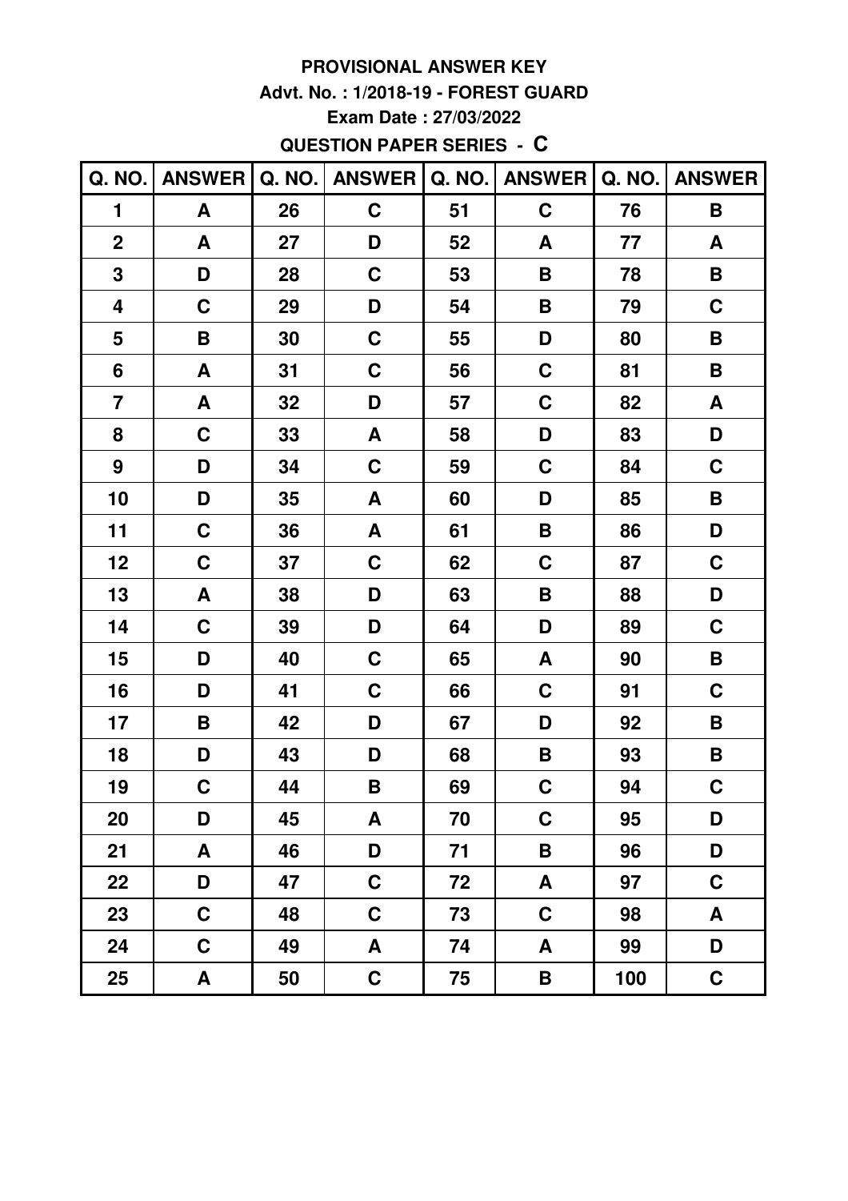**PROVISIONAL ANSWER KEY**

**Advt. No. : 1/2018-19 - FOREST GUARD**

**Exam Date : 27/03/2022**

**QUESTION PAPER SERIES - C**

| Q. NO. | ANSWER | Q. NO. | ANSWER | Q. NO. | ANSWER | Q. NO. | ANSWER |
|---|---|---|---|---|---|---|---|
| 1 | A | 26 | C | 51 | C | 76 | B |
| 2 | A | 27 | D | 52 | A | 77 | A |
| 3 | D | 28 | C | 53 | B | 78 | B |
| 4 | C | 29 | D | 54 | B | 79 | C |
| 5 | B | 30 | C | 55 | D | 80 | B |
| 6 | A | 31 | C | 56 | C | 81 | B |
| 7 | A | 32 | D | 57 | C | 82 | A |
| 8 | C | 33 | A | 58 | D | 83 | D |
| 9 | D | 34 | C | 59 | C | 84 | C |
| 10 | D | 35 | A | 60 | D | 85 | B |
| 11 | C | 36 | A | 61 | B | 86 | D |
| 12 | C | 37 | C | 62 | C | 87 | C |
| 13 | A | 38 | D | 63 | B | 88 | D |
| 14 | C | 39 | D | 64 | D | 89 | C |
| 15 | D | 40 | C | 65 | A | 90 | B |
| 16 | D | 41 | C | 66 | C | 91 | C |
| 17 | B | 42 | D | 67 | D | 92 | B |
| 18 | D | 43 | D | 68 | B | 93 | B |
| 19 | C | 44 | B | 69 | C | 94 | C |
| 20 | D | 45 | A | 70 | C | 95 | D |
| 21 | A | 46 | D | 71 | B | 96 | D |
| 22 | D | 47 | C | 72 | A | 97 | C |
| 23 | C | 48 | C | 73 | C | 98 | A |
| 24 | C | 49 | A | 74 | A | 99 | D |
| 25 | A | 50 | C | 75 | B | 100 | C |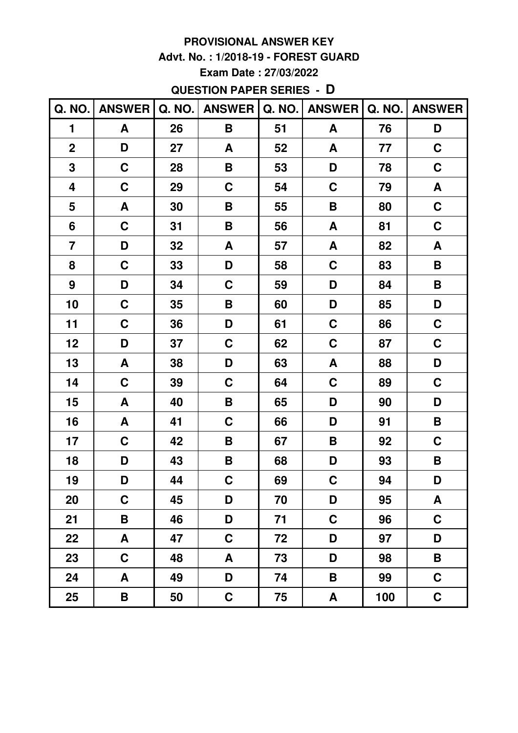**PROVISIONAL ANSWER KEY**

**Advt. No. : 1/2018-19 - FOREST GUARD**

**Exam Date : 27/03/2022**

**QUESTION PAPER SERIES - D**

| Q. NO. | ANSWER | Q. NO. | ANSWER | Q. NO. | ANSWER | Q. NO. | ANSWER |
|---|---|---|---|---|---|---|---|
| 1 | A | 26 | B | 51 | A | 76 | D |
| 2 | D | 27 | A | 52 | A | 77 | C |
| 3 | C | 28 | B | 53 | D | 78 | C |
| 4 | C | 29 | C | 54 | C | 79 | A |
| 5 | A | 30 | B | 55 | B | 80 | C |
| 6 | C | 31 | B | 56 | A | 81 | C |
| 7 | D | 32 | A | 57 | A | 82 | A |
| 8 | C | 33 | D | 58 | C | 83 | B |
| 9 | D | 34 | C | 59 | D | 84 | B |
| 10 | C | 35 | B | 60 | D | 85 | D |
| 11 | C | 36 | D | 61 | C | 86 | C |
| 12 | D | 37 | C | 62 | C | 87 | C |
| 13 | A | 38 | D | 63 | A | 88 | D |
| 14 | C | 39 | C | 64 | C | 89 | C |
| 15 | A | 40 | B | 65 | D | 90 | D |
| 16 | A | 41 | C | 66 | D | 91 | B |
| 17 | C | 42 | B | 67 | B | 92 | C |
| 18 | D | 43 | B | 68 | D | 93 | B |
| 19 | D | 44 | C | 69 | C | 94 | D |
| 20 | C | 45 | D | 70 | D | 95 | A |
| 21 | B | 46 | D | 71 | C | 96 | C |
| 22 | A | 47 | C | 72 | D | 97 | D |
| 23 | C | 48 | A | 73 | D | 98 | B |
| 24 | A | 49 | D | 74 | B | 99 | C |
| 25 | B | 50 | C | 75 | A | 100 | C |